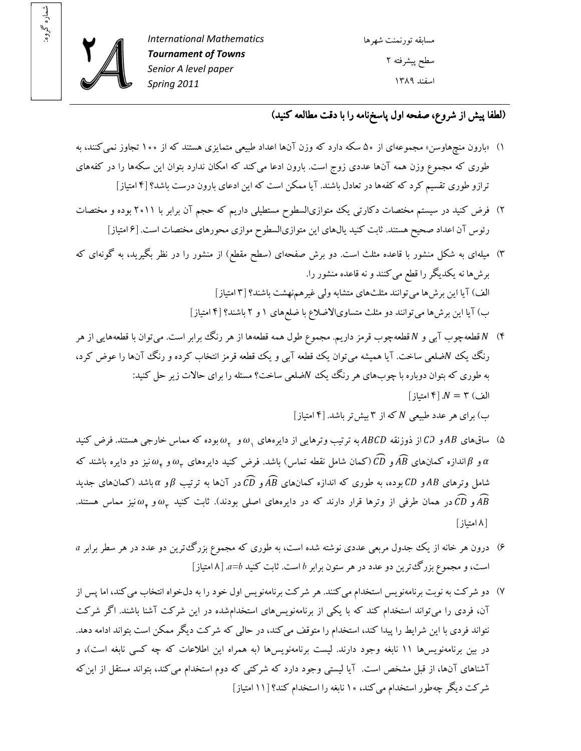شماره گروه:

**International Mathematics**
***Tournament of Towns***
*Senior A level paper*
*Spring 2011*

مسابقه تورنمنت شهرها
سطح پیشرفته ۲
اسفند ۱۳۸۹

**(لطفا پیش از شروع، صفحه اول پاسخ‌نامه را با دقت مطالعه کنید)**

۱) «بارون منچ‌هاوسن» مجموعه‌ای از ۵۰ سکه دارد که وزن آن‌ها اعداد طبیعی متمایزی هستند که از ۱۰۰ تجاوز نمی‌کنند، به طوری که مجموع وزن همه آن‌ها عددی زوج است. بارون ادعا می‌کند که امکان ندارد بتوان این سکه‌ها را در کفه‌های ترازو طوری تقسیم کرد که کفه‌ها در تعادل باشند. آیا ممکن است که این ادعای بارون درست باشد؟ [۴ امتیاز]

۲) فرض کنید در سیستم مختصات دکارتی یک متوازی‌السطوح مستطیلی داریم که حجم آن برابر با ۲۰۱۱ بوده و مختصات رئوس آن اعداد صحیح هستند. ثابت کنید یال‌های این متوازی‌السطوح موازی محورهای مختصات است. [۶ امتیاز]

۳) میله‌ای به شکل منشور با قاعده مثلث است. دو برش صفحه‌ای (سطح مقطع) از منشور را در نظر بگیرید، به گونه‌ای که برش‌ها نه یکدیگر را قطع می‌کنند و نه قاعده منشور را.

الف) آیا این برش‌ها می‌توانند مثلث‌های متشابه ولی غیرهم‌نهشت باشند؟ [۳ امتیاز]

ب) آیا این برش‌ها می‌توانند دو مثلث متساوی‌الاضلاع با ضلع‌های ۱ و ۲ باشند؟ [۴ امتیاز]

۴) $N$ قطعه‌چوب آبی و $N$ قطعه‌چوب قرمز داریم. مجموع طول همه قطعه‌ها از هر رنگ برابر است. می‌توان با قطعه‌هایی از هر رنگ یک $N$ضلعی ساخت. آیا همیشه می‌توان یک قطعه آبی و یک قطعه قرمز انتخاب کرده و رنگ آن‌ها را عوض کرد، به طوری که بتوان دوباره با چوب‌های هر رنگ یک $N$ضلعی ساخت؟ مسئله را برای حالات زیر حل کنید:

الف) $N = ۳$. [۴ امتیاز]

ب) برای هر عدد طبیعی $N$ که از ۳ بیش‌تر باشد. [۴ امتیاز]

۵) ساق‌های $AB$ و $CD$ از ذوزنقه $ABCD$ به ترتیب وترهایی از دایره‌های $\omega_1$ و $\omega_2$ بوده که مماس خارجی هستند. فرض کنید $\alpha$ و $\beta$ اندازه کمان‌های $\widehat{AB}$ و $\widehat{CD}$ (کمان شامل نقطه تماس) باشد. فرض کنید دایره‌های $\omega_3$ و $\omega_4$ نیز دو دایره باشند که شامل وترهای $AB$ و $CD$ بوده، به طوری که اندازه کمان‌های $\widehat{AB}$ و $\widehat{CD}$ در آن‌ها به ترتیب $\beta$ و $\alpha$ باشد (کمان‌های جدید $\widehat{AB}$ و $\widehat{CD}$ در همان طرفی از وترها قرار دارند که در دایره‌های اصلی بودند). ثابت کنید $\omega_3$ و $\omega_4$ نیز مماس هستند. [۸ امتیاز]

۶) درون هر خانه از یک جدول مربعی عددی نوشته شده است، به طوری که مجموع بزرگ‌ترین دو عدد در هر سطر برابر $a$ است، و مجموع بزرگ‌ترین دو عدد در هر ستون برابر $b$ است. ثابت کنید $a=b$. [۸ امتیاز]

۷) دو شرکت به نوبت برنامه‌نویس استخدام می‌کنند. هر شرکت برنامه‌نویس اول خود را به دل‌خواه انتخاب می‌کند، اما پس از آن، فردی را می‌تواند استخدام کند که با یکی از برنامه‌نویس‌های استخدام‌شده در این شرکت آشنا باشند. اگر شرکت نتواند فردی با این شرایط را پیدا کند، استخدام را متوقف می‌کند، در حالی که شرکت دیگر ممکن است بتواند ادامه دهد. در بین برنامه‌نویس‌ها ۱۱ نابغه وجود دارند. لیست برنامه‌نویس‌ها (به همراه این اطلاعات که چه کسی نابغه است)، و آشناهای آن‌ها، از قبل مشخص است. آیا لیستی وجود دارد که شرکتی که دوم استخدام می‌کند، بتواند مستقل از این‌که شرکت دیگر چه‌طور استخدام می‌کند، ۱۰ نابغه را استخدام کند؟ [۱۱ امتیاز]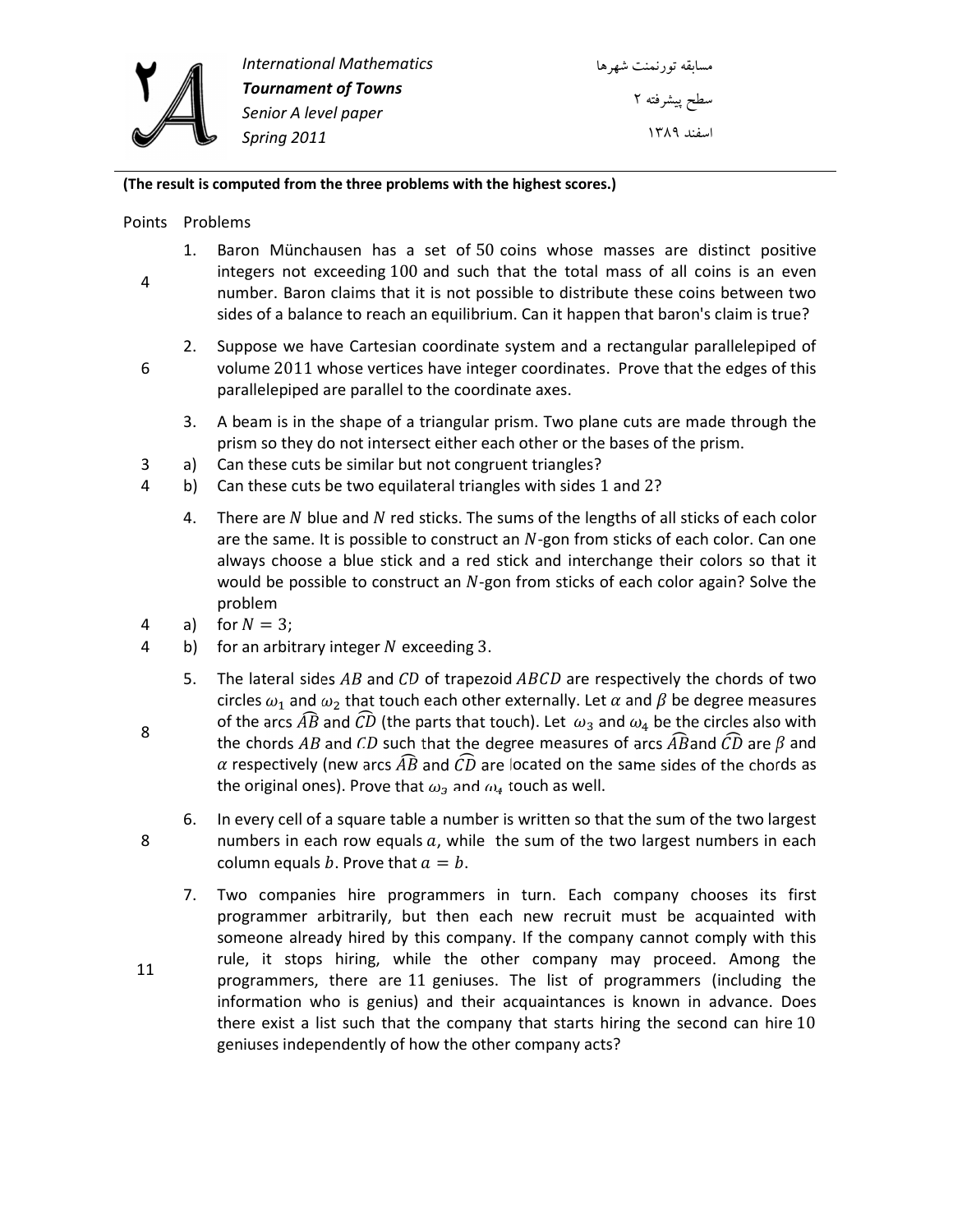International Mathematics

***Tournament of Towns***

*Senior A level paper*

*Spring 2011*

مسابقه تورنمنت شهرها

سطح پیشرفته ۲

اسفند ۱۳۸۹

**(The result is computed from the three problems with the highest scores.)**

| Points | Problems |
|---|---|
| 4 | 1. Baron Münchausen has a set of 50 coins whose masses are distinct positive integers not exceeding 100 and such that the total mass of all coins is an even number. Baron claims that it is not possible to distribute these coins between two sides of a balance to reach an equilibrium. Can it happen that baron's claim is true? |
| 6 | 2. Suppose we have Cartesian coordinate system and a rectangular parallelepiped of volume 2011 whose vertices have integer coordinates. Prove that the edges of this parallelepiped are parallel to the coordinate axes. |
| | 3. A beam is in the shape of a triangular prism. Two plane cuts are made through the prism so they do not intersect either each other or the bases of the prism. |
| 3 | a) Can these cuts be similar but not congruent triangles? |
| 4 | b) Can these cuts be two equilateral triangles with sides 1 and 2? |
| | 4. There are $N$ blue and $N$ red sticks. The sums of the lengths of all sticks of each color are the same. It is possible to construct an $N$-gon from sticks of each color. Can one always choose a blue stick and a red stick and interchange their colors so that it would be possible to construct an $N$-gon from sticks of each color again? Solve the problem |
| 4 | a) for $N = 3$; |
| 4 | b) for an arbitrary integer $N$ exceeding 3. |
| 8 | 5. The lateral sides $AB$ and $CD$ of trapezoid $ABCD$ are respectively the chords of two circles $\omega_1$ and $\omega_2$ that touch each other externally. Let $\alpha$ and $\beta$ be degree measures of the arcs $\widehat{AB}$ and $\widehat{CD}$ (the parts that touch). Let $\omega_3$ and $\omega_4$ be the circles also with the chords $AB$ and $CD$ such that the degree measures of arcs $\widehat{AB}$ and $\widehat{CD}$ are $\beta$ and $\alpha$ respectively (new arcs $\widehat{AB}$ and $\widehat{CD}$ are located on the same sides of the chords as the original ones). Prove that $\omega_3$ and $\omega_4$ touch as well. |
| 8 | 6. In every cell of a square table a number is written so that the sum of the two largest numbers in each row equals $a$, while the sum of the two largest numbers in each column equals $b$. Prove that $a = b$. |
| 11 | 7. Two companies hire programmers in turn. Each company chooses its first programmer arbitrarily, but then each new recruit must be acquainted with someone already hired by this company. If the company cannot comply with this rule, it stops hiring, while the other company may proceed. Among the programmers, there are 11 geniuses. The list of programmers (including the information who is genius) and their acquaintances is known in advance. Does there exist a list such that the company that starts hiring the second can hire 10 geniuses independently of how the other company acts? |